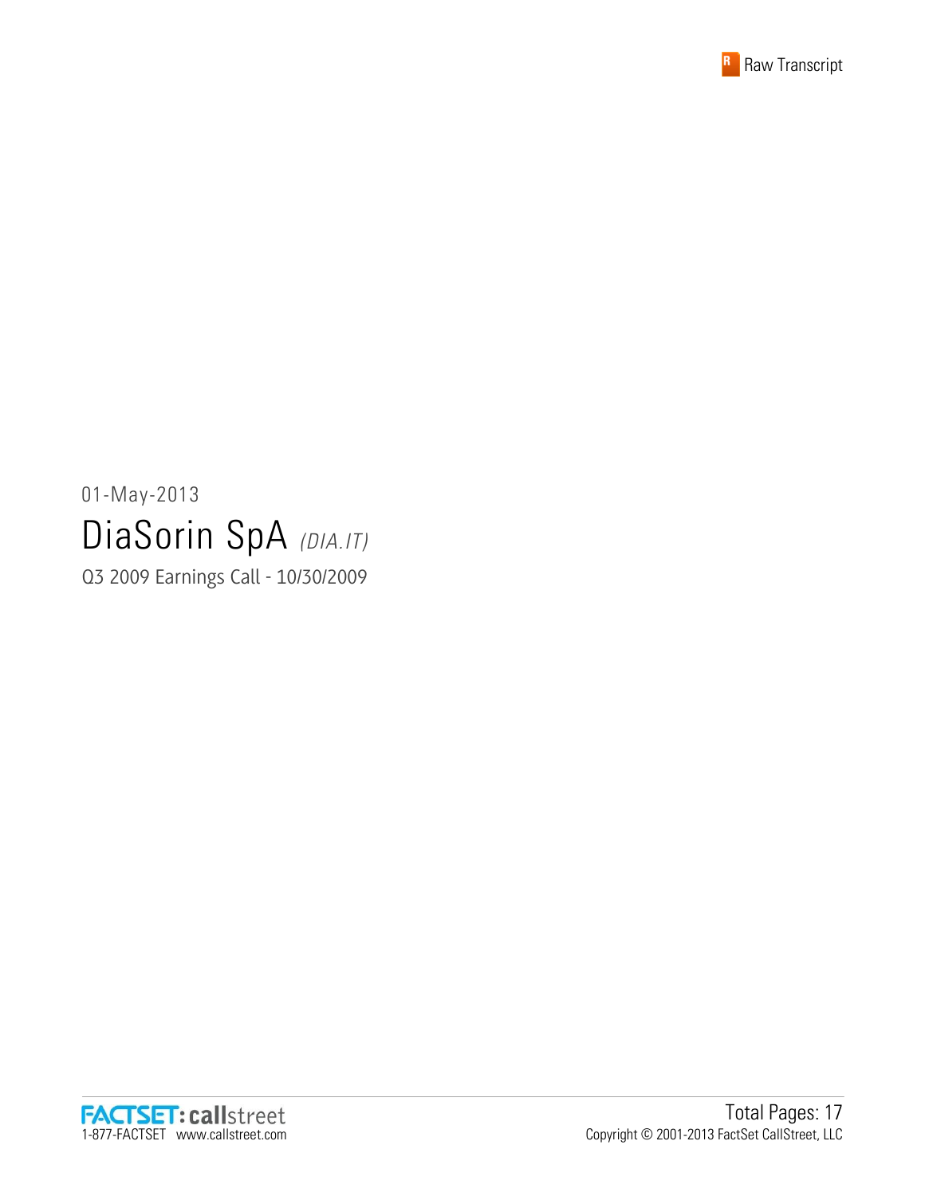Raw Transcript

01-May-2013

# DiaSorin SpA *(DIA.IT)*

Q3 2009 Earnings Call - 10/30/2009

Total Pages: 17

Copyright © 2001-2013 FactSet CallStreet, LLC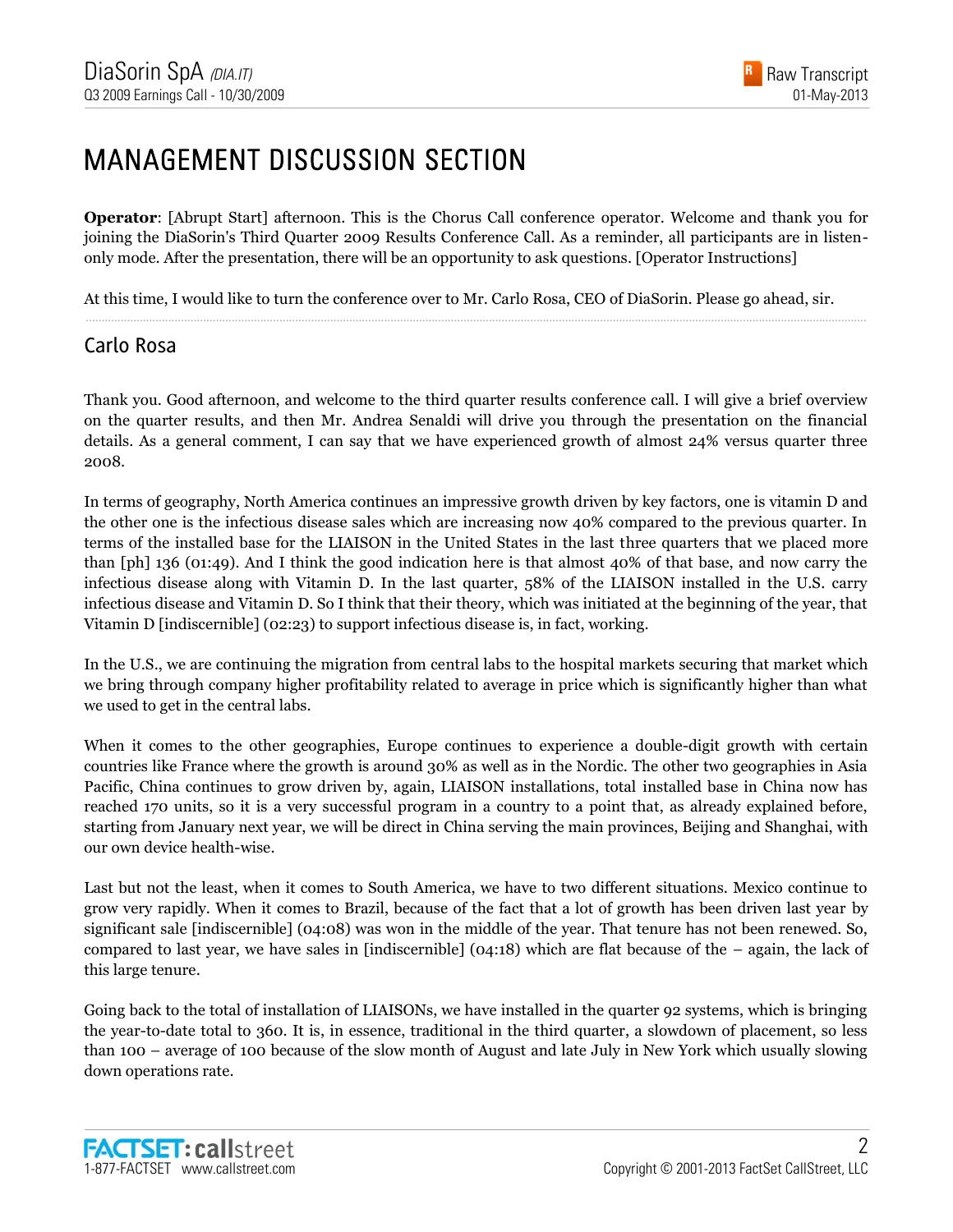# MANAGEMENT DISCUSSION SECTION

**Operator**: [Abrupt Start] afternoon. This is the Chorus Call conference operator. Welcome and thank you for joining the DiaSorin's Third Quarter 2009 Results Conference Call. As a reminder, all participants are in listen-only mode. After the presentation, there will be an opportunity to ask questions. [Operator Instructions]

At this time, I would like to turn the conference over to Mr. Carlo Rosa, CEO of DiaSorin. Please go ahead, sir.

## Carlo Rosa

Thank you. Good afternoon, and welcome to the third quarter results conference call. I will give a brief overview on the quarter results, and then Mr. Andrea Senaldi will drive you through the presentation on the financial details. As a general comment, I can say that we have experienced growth of almost 24% versus quarter three 2008.

In terms of geography, North America continues an impressive growth driven by key factors, one is vitamin D and the other one is the infectious disease sales which are increasing now 40% compared to the previous quarter. In terms of the installed base for the LIAISON in the United States in the last three quarters that we placed more than [ph] 136 (01:49). And I think the good indication here is that almost 40% of that base, and now carry the infectious disease along with Vitamin D. In the last quarter, 58% of the LIAISON installed in the U.S. carry infectious disease and Vitamin D. So I think that their theory, which was initiated at the beginning of the year, that Vitamin D [indiscernible] (02:23) to support infectious disease is, in fact, working.

In the U.S., we are continuing the migration from central labs to the hospital markets securing that market which we bring through company higher profitability related to average in price which is significantly higher than what we used to get in the central labs.

When it comes to the other geographies, Europe continues to experience a double-digit growth with certain countries like France where the growth is around 30% as well as in the Nordic. The other two geographies in Asia Pacific, China continues to grow driven by, again, LIAISON installations, total installed base in China now has reached 170 units, so it is a very successful program in a country to a point that, as already explained before, starting from January next year, we will be direct in China serving the main provinces, Beijing and Shanghai, with our own device health-wise.

Last but not the least, when it comes to South America, we have to two different situations. Mexico continue to grow very rapidly. When it comes to Brazil, because of the fact that a lot of growth has been driven last year by significant sale [indiscernible] (04:08) was won in the middle of the year. That tenure has not been renewed. So, compared to last year, we have sales in [indiscernible] (04:18) which are flat because of the – again, the lack of this large tenure.

Going back to the total of installation of LIAISONs, we have installed in the quarter 92 systems, which is bringing the year-to-date total to 360. It is, in essence, traditional in the third quarter, a slowdown of placement, so less than 100 – average of 100 because of the slow month of August and late July in New York which usually slowing down operations rate.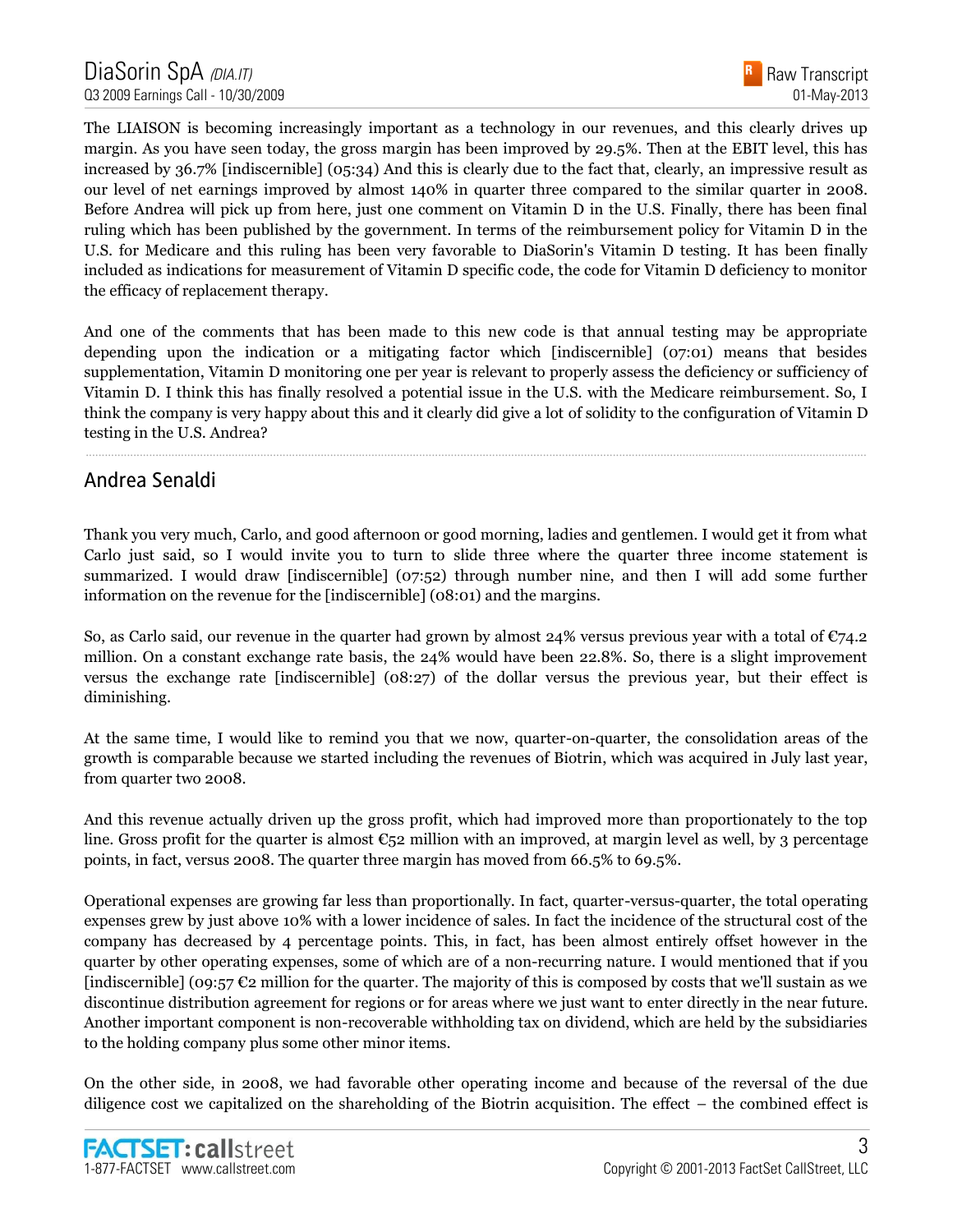The LIAISON is becoming increasingly important as a technology in our revenues, and this clearly drives up margin. As you have seen today, the gross margin has been improved by 29.5%. Then at the EBIT level, this has increased by 36.7% [indiscernible] (05:34) And this is clearly due to the fact that, clearly, an impressive result as our level of net earnings improved by almost 140% in quarter three compared to the similar quarter in 2008. Before Andrea will pick up from here, just one comment on Vitamin D in the U.S. Finally, there has been final ruling which has been published by the government. In terms of the reimbursement policy for Vitamin D in the U.S. for Medicare and this ruling has been very favorable to DiaSorin's Vitamin D testing. It has been finally included as indications for measurement of Vitamin D specific code, the code for Vitamin D deficiency to monitor the efficacy of replacement therapy.

And one of the comments that has been made to this new code is that annual testing may be appropriate depending upon the indication or a mitigating factor which [indiscernible] (07:01) means that besides supplementation, Vitamin D monitoring one per year is relevant to properly assess the deficiency or sufficiency of Vitamin D. I think this has finally resolved a potential issue in the U.S. with the Medicare reimbursement. So, I think the company is very happy about this and it clearly did give a lot of solidity to the configuration of Vitamin D testing in the U.S. Andrea?

## Andrea Senaldi

Thank you very much, Carlo, and good afternoon or good morning, ladies and gentlemen. I would get it from what Carlo just said, so I would invite you to turn to slide three where the quarter three income statement is summarized. I would draw [indiscernible] (07:52) through number nine, and then I will add some further information on the revenue for the [indiscernible] (08:01) and the margins.

So, as Carlo said, our revenue in the quarter had grown by almost 24% versus previous year with a total of €74.2 million. On a constant exchange rate basis, the 24% would have been 22.8%. So, there is a slight improvement versus the exchange rate [indiscernible] (08:27) of the dollar versus the previous year, but their effect is diminishing.

At the same time, I would like to remind you that we now, quarter-on-quarter, the consolidation areas of the growth is comparable because we started including the revenues of Biotrin, which was acquired in July last year, from quarter two 2008.

And this revenue actually driven up the gross profit, which had improved more than proportionately to the top line. Gross profit for the quarter is almost €52 million with an improved, at margin level as well, by 3 percentage points, in fact, versus 2008. The quarter three margin has moved from 66.5% to 69.5%.

Operational expenses are growing far less than proportionally. In fact, quarter-versus-quarter, the total operating expenses grew by just above 10% with a lower incidence of sales. In fact the incidence of the structural cost of the company has decreased by 4 percentage points. This, in fact, has been almost entirely offset however in the quarter by other operating expenses, some of which are of a non-recurring nature. I would mentioned that if you [indiscernible] (09:57 €2 million for the quarter. The majority of this is composed by costs that we'll sustain as we discontinue distribution agreement for regions or for areas where we just want to enter directly in the near future. Another important component is non-recoverable withholding tax on dividend, which are held by the subsidiaries to the holding company plus some other minor items.

On the other side, in 2008, we had favorable other operating income and because of the reversal of the due diligence cost we capitalized on the shareholding of the Biotrin acquisition. The effect – the combined effect is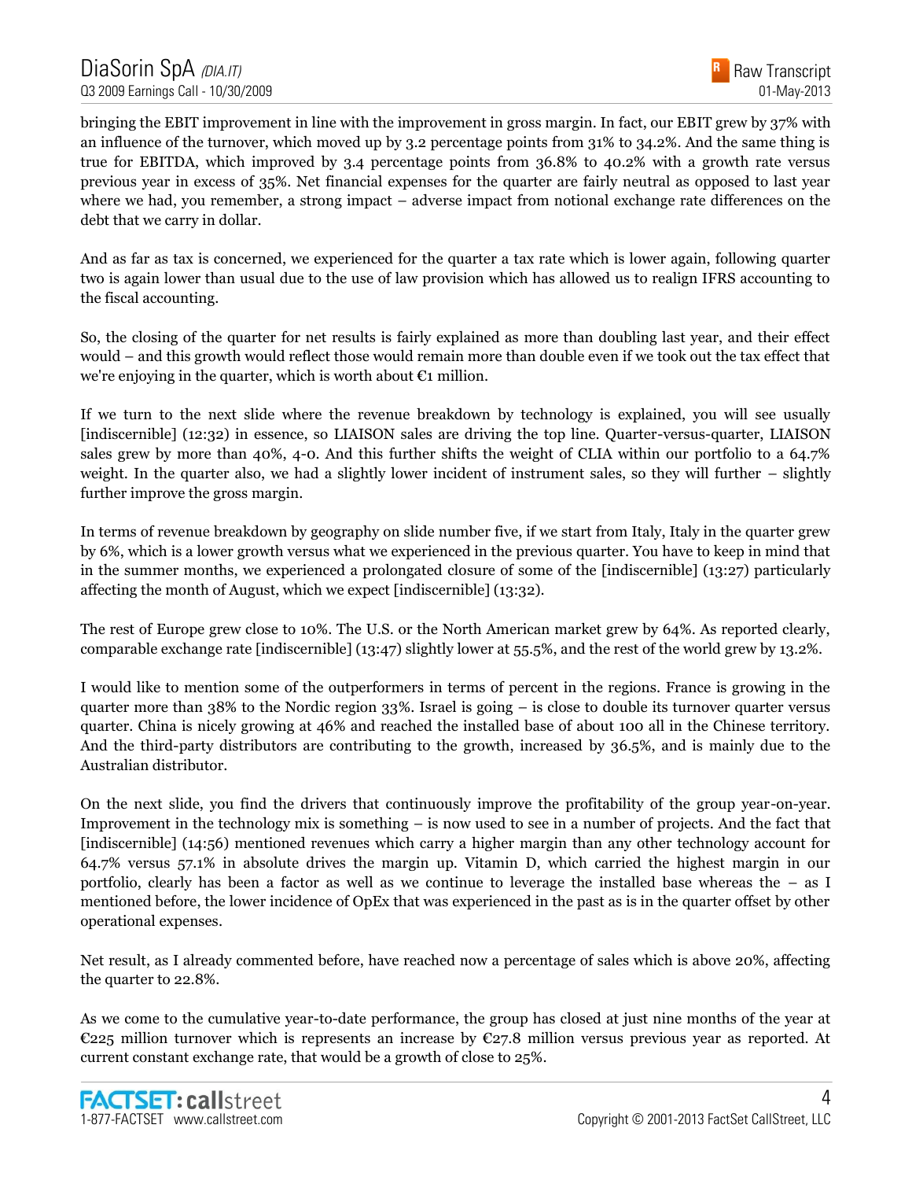bringing the EBIT improvement in line with the improvement in gross margin. In fact, our EBIT grew by 37% with an influence of the turnover, which moved up by 3.2 percentage points from 31% to 34.2%. And the same thing is true for EBITDA, which improved by 3.4 percentage points from 36.8% to 40.2% with a growth rate versus previous year in excess of 35%. Net financial expenses for the quarter are fairly neutral as opposed to last year where we had, you remember, a strong impact – adverse impact from notional exchange rate differences on the debt that we carry in dollar.

And as far as tax is concerned, we experienced for the quarter a tax rate which is lower again, following quarter two is again lower than usual due to the use of law provision which has allowed us to realign IFRS accounting to the fiscal accounting.

So, the closing of the quarter for net results is fairly explained as more than doubling last year, and their effect would – and this growth would reflect those would remain more than double even if we took out the tax effect that we're enjoying in the quarter, which is worth about €1 million.

If we turn to the next slide where the revenue breakdown by technology is explained, you will see usually [indiscernible] (12:32) in essence, so LIAISON sales are driving the top line. Quarter-versus-quarter, LIAISON sales grew by more than 40%, 4-0. And this further shifts the weight of CLIA within our portfolio to a 64.7% weight. In the quarter also, we had a slightly lower incident of instrument sales, so they will further – slightly further improve the gross margin.

In terms of revenue breakdown by geography on slide number five, if we start from Italy, Italy in the quarter grew by 6%, which is a lower growth versus what we experienced in the previous quarter. You have to keep in mind that in the summer months, we experienced a prolongated closure of some of the [indiscernible] (13:27) particularly affecting the month of August, which we expect [indiscernible] (13:32).

The rest of Europe grew close to 10%. The U.S. or the North American market grew by 64%. As reported clearly, comparable exchange rate [indiscernible] (13:47) slightly lower at 55.5%, and the rest of the world grew by 13.2%.

I would like to mention some of the outperformers in terms of percent in the regions. France is growing in the quarter more than 38% to the Nordic region 33%. Israel is going – is close to double its turnover quarter versus quarter. China is nicely growing at 46% and reached the installed base of about 100 all in the Chinese territory. And the third-party distributors are contributing to the growth, increased by 36.5%, and is mainly due to the Australian distributor.

On the next slide, you find the drivers that continuously improve the profitability of the group year-on-year. Improvement in the technology mix is something – is now used to see in a number of projects. And the fact that [indiscernible] (14:56) mentioned revenues which carry a higher margin than any other technology account for 64.7% versus 57.1% in absolute drives the margin up. Vitamin D, which carried the highest margin in our portfolio, clearly has been a factor as well as we continue to leverage the installed base whereas the – as I mentioned before, the lower incidence of OpEx that was experienced in the past as is in the quarter offset by other operational expenses.

Net result, as I already commented before, have reached now a percentage of sales which is above 20%, affecting the quarter to 22.8%.

As we come to the cumulative year-to-date performance, the group has closed at just nine months of the year at €225 million turnover which is represents an increase by €27.8 million versus previous year as reported. At current constant exchange rate, that would be a growth of close to 25%.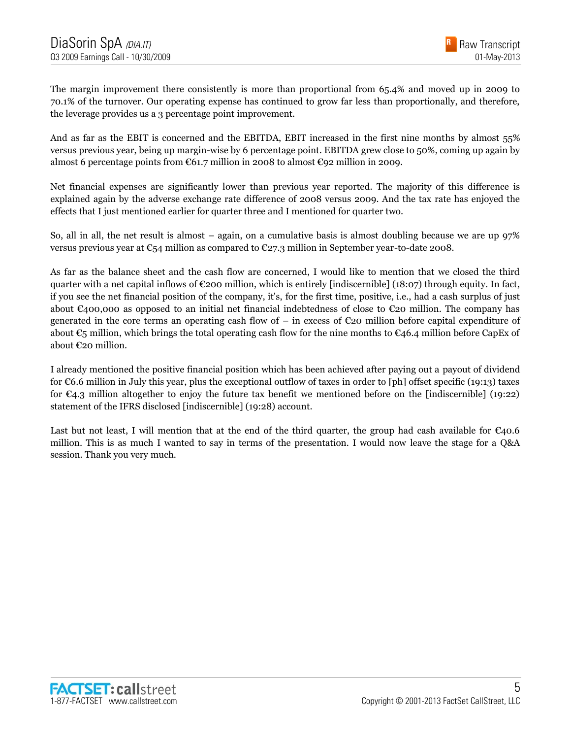The margin improvement there consistently is more than proportional from 65.4% and moved up in 2009 to 70.1% of the turnover. Our operating expense has continued to grow far less than proportionally, and therefore, the leverage provides us a 3 percentage point improvement.

And as far as the EBIT is concerned and the EBITDA, EBIT increased in the first nine months by almost 55% versus previous year, being up margin-wise by 6 percentage point. EBITDA grew close to 50%, coming up again by almost 6 percentage points from €61.7 million in 2008 to almost €92 million in 2009.

Net financial expenses are significantly lower than previous year reported. The majority of this difference is explained again by the adverse exchange rate difference of 2008 versus 2009. And the tax rate has enjoyed the effects that I just mentioned earlier for quarter three and I mentioned for quarter two.

So, all in all, the net result is almost – again, on a cumulative basis is almost doubling because we are up 97% versus previous year at €54 million as compared to €27.3 million in September year-to-date 2008.

As far as the balance sheet and the cash flow are concerned, I would like to mention that we closed the third quarter with a net capital inflows of €200 million, which is entirely [indiscernible] (18:07) through equity. In fact, if you see the net financial position of the company, it's, for the first time, positive, i.e., had a cash surplus of just about €400,000 as opposed to an initial net financial indebtedness of close to €20 million. The company has generated in the core terms an operating cash flow of – in excess of €20 million before capital expenditure of about €5 million, which brings the total operating cash flow for the nine months to €46.4 million before CapEx of about €20 million.

I already mentioned the positive financial position which has been achieved after paying out a payout of dividend for €6.6 million in July this year, plus the exceptional outflow of taxes in order to [ph] offset specific (19:13) taxes for €4.3 million altogether to enjoy the future tax benefit we mentioned before on the [indiscernible] (19:22) statement of the IFRS disclosed [indiscernible] (19:28) account.

Last but not least, I will mention that at the end of the third quarter, the group had cash available for €40.6 million. This is as much I wanted to say in terms of the presentation. I would now leave the stage for a Q&A session. Thank you very much.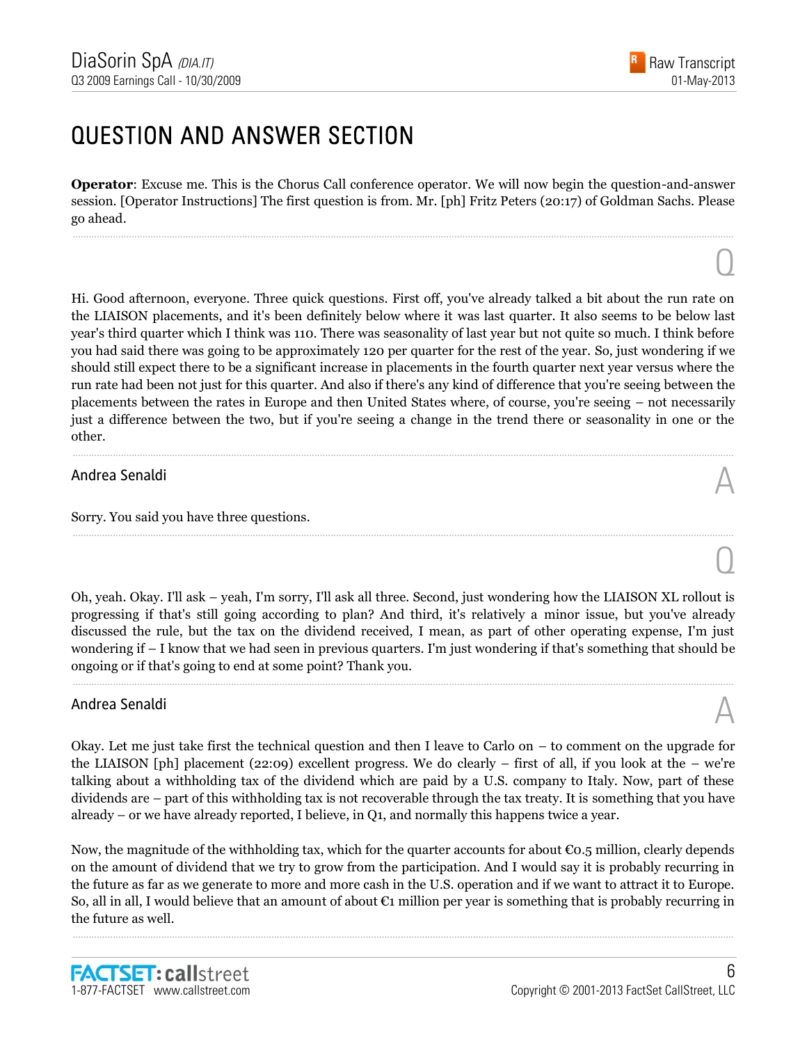# QUESTION AND ANSWER SECTION

**Operator**: Excuse me. This is the Chorus Call conference operator. We will now begin the question-and-answer session. [Operator Instructions] The first question is from. Mr. [ph] Fritz Peters (20:17) of Goldman Sachs. Please go ahead.

Q

Hi. Good afternoon, everyone. Three quick questions. First off, you've already talked a bit about the run rate on the LIAISON placements, and it's been definitely below where it was last quarter. It also seems to be below last year's third quarter which I think was 110. There was seasonality of last year but not quite so much. I think before you had said there was going to be approximately 120 per quarter for the rest of the year. So, just wondering if we should still expect there to be a significant increase in placements in the fourth quarter next year versus where the run rate had been not just for this quarter. And also if there's any kind of difference that you're seeing between the placements between the rates in Europe and then United States where, of course, you're seeing – not necessarily just a difference between the two, but if you're seeing a change in the trend there or seasonality in one or the other.

## Andrea Senaldi

A

Sorry. You said you have three questions.

Q

Oh, yeah. Okay. I'll ask – yeah, I'm sorry, I'll ask all three. Second, just wondering how the LIAISON XL rollout is progressing if that's still going according to plan? And third, it's relatively a minor issue, but you've already discussed the rule, but the tax on the dividend received, I mean, as part of other operating expense, I'm just wondering if – I know that we had seen in previous quarters. I'm just wondering if that's something that should be ongoing or if that's going to end at some point? Thank you.

## Andrea Senaldi

A

Okay. Let me just take first the technical question and then I leave to Carlo on – to comment on the upgrade for the LIAISON [ph] placement (22:09) excellent progress. We do clearly – first of all, if you look at the – we're talking about a withholding tax of the dividend which are paid by a U.S. company to Italy. Now, part of these dividends are – part of this withholding tax is not recoverable through the tax treaty. It is something that you have already – or we have already reported, I believe, in Q1, and normally this happens twice a year.

Now, the magnitude of the withholding tax, which for the quarter accounts for about €0.5 million, clearly depends on the amount of dividend that we try to grow from the participation. And I would say it is probably recurring in the future as far as we generate to more and more cash in the U.S. operation and if we want to attract it to Europe. So, all in all, I would believe that an amount of about €1 million per year is something that is probably recurring in the future as well.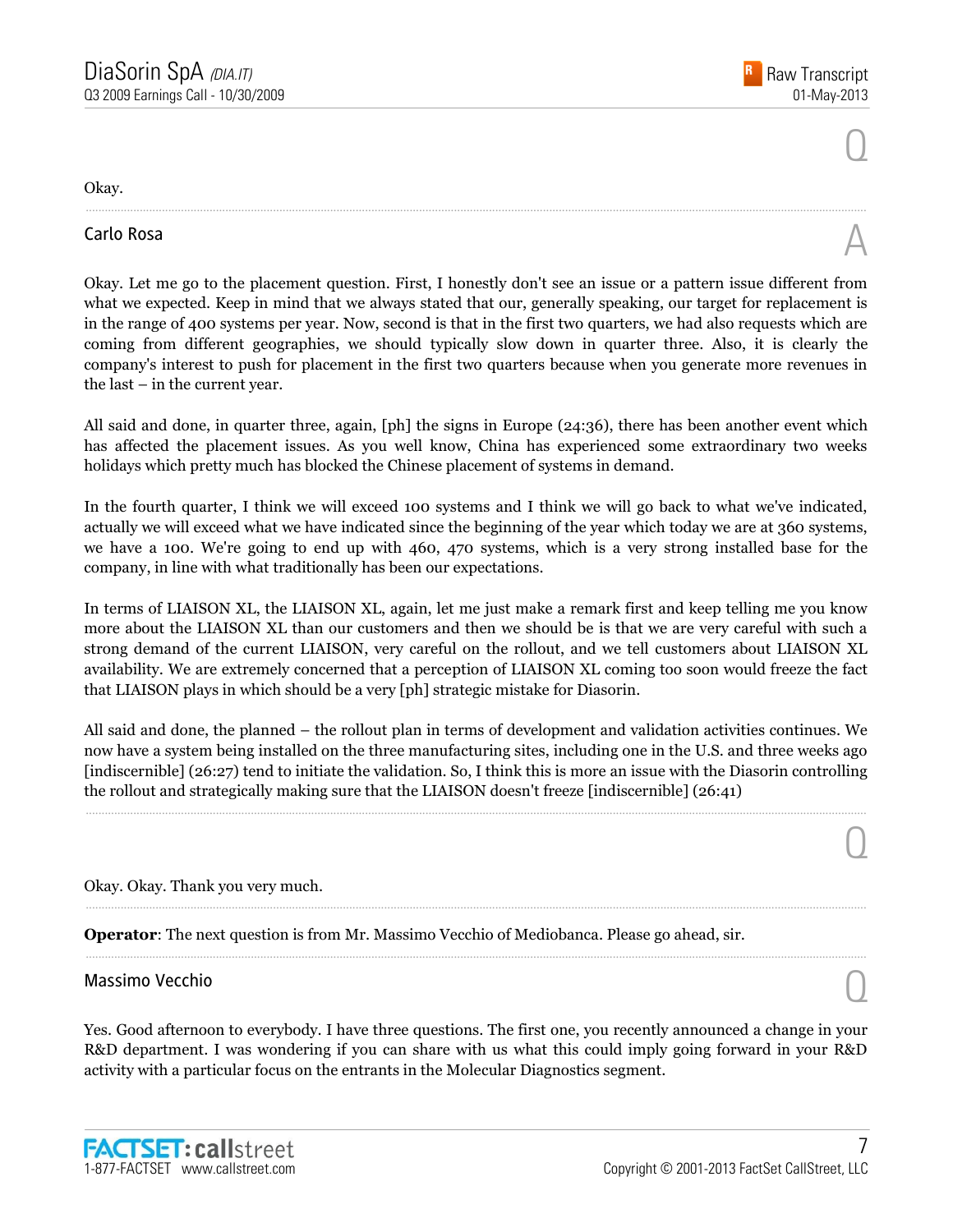Okay.

**Carlo Rosa**

Okay. Let me go to the placement question. First, I honestly don't see an issue or a pattern issue different from what we expected. Keep in mind that we always stated that our, generally speaking, our target for replacement is in the range of 400 systems per year. Now, second is that in the first two quarters, we had also requests which are coming from different geographies, we should typically slow down in quarter three. Also, it is clearly the company's interest to push for placement in the first two quarters because when you generate more revenues in the last – in the current year.

All said and done, in quarter three, again, [ph] the signs in Europe (24:36), there has been another event which has affected the placement issues. As you well know, China has experienced some extraordinary two weeks holidays which pretty much has blocked the Chinese placement of systems in demand.

In the fourth quarter, I think we will exceed 100 systems and I think we will go back to what we've indicated, actually we will exceed what we have indicated since the beginning of the year which today we are at 360 systems, we have a 100. We're going to end up with 460, 470 systems, which is a very strong installed base for the company, in line with what traditionally has been our expectations.

In terms of LIAISON XL, the LIAISON XL, again, let me just make a remark first and keep telling me you know more about the LIAISON XL than our customers and then we should be is that we are very careful with such a strong demand of the current LIAISON, very careful on the rollout, and we tell customers about LIAISON XL availability. We are extremely concerned that a perception of LIAISON XL coming too soon would freeze the fact that LIAISON plays in which should be a very [ph] strategic mistake for Diasorin.

All said and done, the planned – the rollout plan in terms of development and validation activities continues. We now have a system being installed on the three manufacturing sites, including one in the U.S. and three weeks ago [indiscernible] (26:27) tend to initiate the validation. So, I think this is more an issue with the Diasorin controlling the rollout and strategically making sure that the LIAISON doesn't freeze [indiscernible] (26:41)

Okay. Okay. Thank you very much.

**Operator**: The next question is from Mr. Massimo Vecchio of Mediobanca. Please go ahead, sir.

**Massimo Vecchio**

Yes. Good afternoon to everybody. I have three questions. The first one, you recently announced a change in your R&D department. I was wondering if you can share with us what this could imply going forward in your R&D activity with a particular focus on the entrants in the Molecular Diagnostics segment.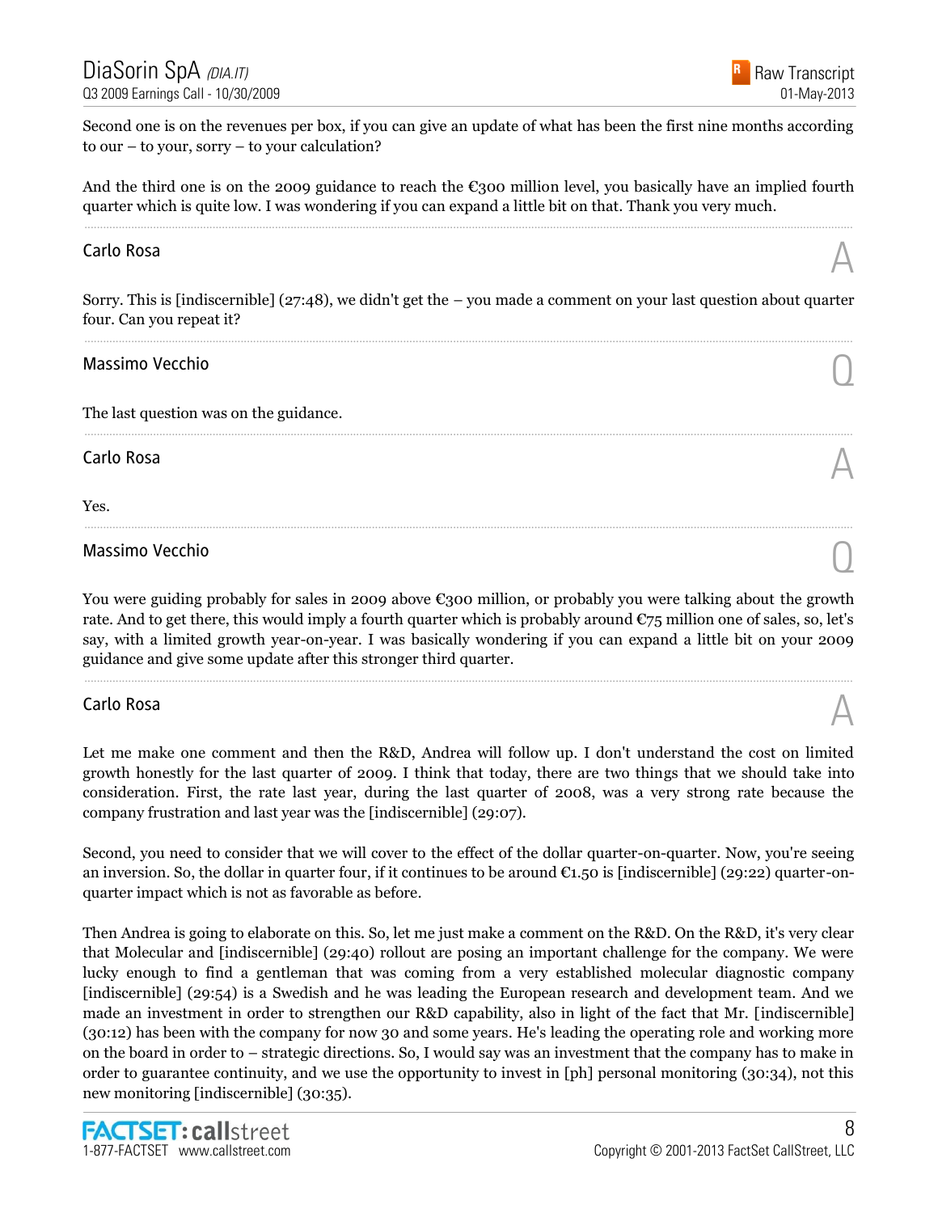Second one is on the revenues per box, if you can give an update of what has been the first nine months according to our – to your, sorry – to your calculation?

And the third one is on the 2009 guidance to reach the €300 million level, you basically have an implied fourth quarter which is quite low. I was wondering if you can expand a little bit on that. Thank you very much.

### Carlo Rosa

A

Sorry. This is [indiscernible] (27:48), we didn't get the – you made a comment on your last question about quarter four. Can you repeat it?

### Massimo Vecchio

Q

The last question was on the guidance.

### Carlo Rosa

A

Yes.

### Massimo Vecchio

Q

You were guiding probably for sales in 2009 above €300 million, or probably you were talking about the growth rate. And to get there, this would imply a fourth quarter which is probably around €75 million one of sales, so, let's say, with a limited growth year-on-year. I was basically wondering if you can expand a little bit on your 2009 guidance and give some update after this stronger third quarter.

### Carlo Rosa

A

Let me make one comment and then the R&D, Andrea will follow up. I don't understand the cost on limited growth honestly for the last quarter of 2009. I think that today, there are two things that we should take into consideration. First, the rate last year, during the last quarter of 2008, was a very strong rate because the company frustration and last year was the [indiscernible] (29:07).

Second, you need to consider that we will cover to the effect of the dollar quarter-on-quarter. Now, you're seeing an inversion. So, the dollar in quarter four, if it continues to be around €1.50 is [indiscernible] (29:22) quarter-on-quarter impact which is not as favorable as before.

Then Andrea is going to elaborate on this. So, let me just make a comment on the R&D. On the R&D, it's very clear that Molecular and [indiscernible] (29:40) rollout are posing an important challenge for the company. We were lucky enough to find a gentleman that was coming from a very established molecular diagnostic company [indiscernible] (29:54) is a Swedish and he was leading the European research and development team. And we made an investment in order to strengthen our R&D capability, also in light of the fact that Mr. [indiscernible] (30:12) has been with the company for now 30 and some years. He's leading the operating role and working more on the board in order to – strategic directions. So, I would say was an investment that the company has to make in order to guarantee continuity, and we use the opportunity to invest in [ph] personal monitoring (30:34), not this new monitoring [indiscernible] (30:35).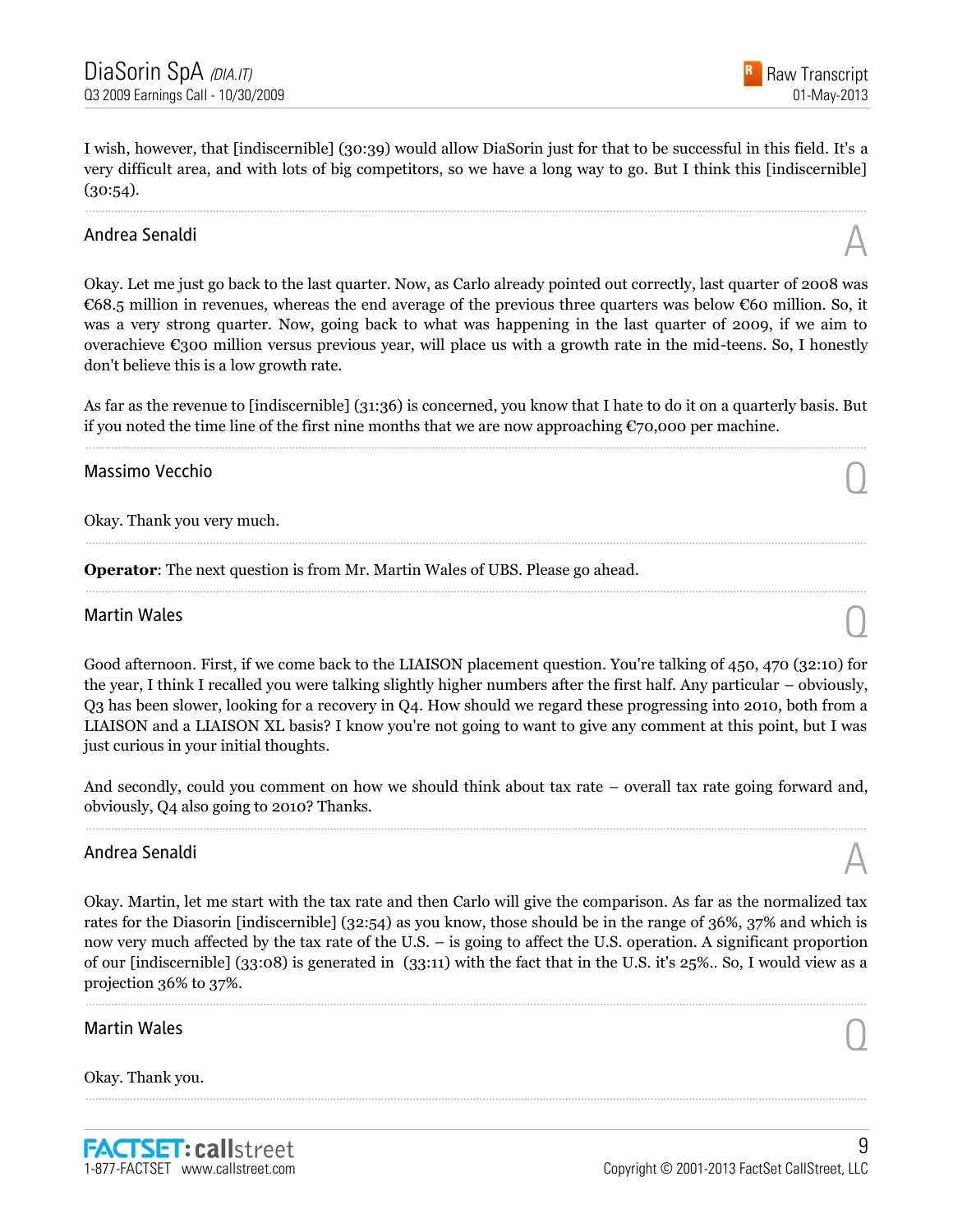I wish, however, that [indiscernible] (30:39) would allow DiaSorin just for that to be successful in this field. It's a very difficult area, and with lots of big competitors, so we have a long way to go. But I think this [indiscernible] (30:54).

### Andrea Senaldi

A

Okay. Let me just go back to the last quarter. Now, as Carlo already pointed out correctly, last quarter of 2008 was €68.5 million in revenues, whereas the end average of the previous three quarters was below €60 million. So, it was a very strong quarter. Now, going back to what was happening in the last quarter of 2009, if we aim to overachieve €300 million versus previous year, will place us with a growth rate in the mid-teens. So, I honestly don't believe this is a low growth rate.

As far as the revenue to [indiscernible] (31:36) is concerned, you know that I hate to do it on a quarterly basis. But if you noted the time line of the first nine months that we are now approaching €70,000 per machine.

### Massimo Vecchio

Q

Okay. Thank you very much.

**Operator**: The next question is from Mr. Martin Wales of UBS. Please go ahead.

### Martin Wales

Q

Good afternoon. First, if we come back to the LIAISON placement question. You're talking of 450, 470 (32:10) for the year, I think I recalled you were talking slightly higher numbers after the first half. Any particular – obviously, Q3 has been slower, looking for a recovery in Q4. How should we regard these progressing into 2010, both from a LIAISON and a LIAISON XL basis? I know you're not going to want to give any comment at this point, but I was just curious in your initial thoughts.

And secondly, could you comment on how we should think about tax rate – overall tax rate going forward and, obviously, Q4 also going to 2010? Thanks.

### Andrea Senaldi

A

Okay. Martin, let me start with the tax rate and then Carlo will give the comparison. As far as the normalized tax rates for the Diasorin [indiscernible] (32:54) as you know, those should be in the range of 36%, 37% and which is now very much affected by the tax rate of the U.S. – is going to affect the U.S. operation. A significant proportion of our [indiscernible] (33:08) is generated in (33:11) with the fact that in the U.S. it's 25%.. So, I would view as a projection 36% to 37%.

### Martin Wales

Q

Okay. Thank you.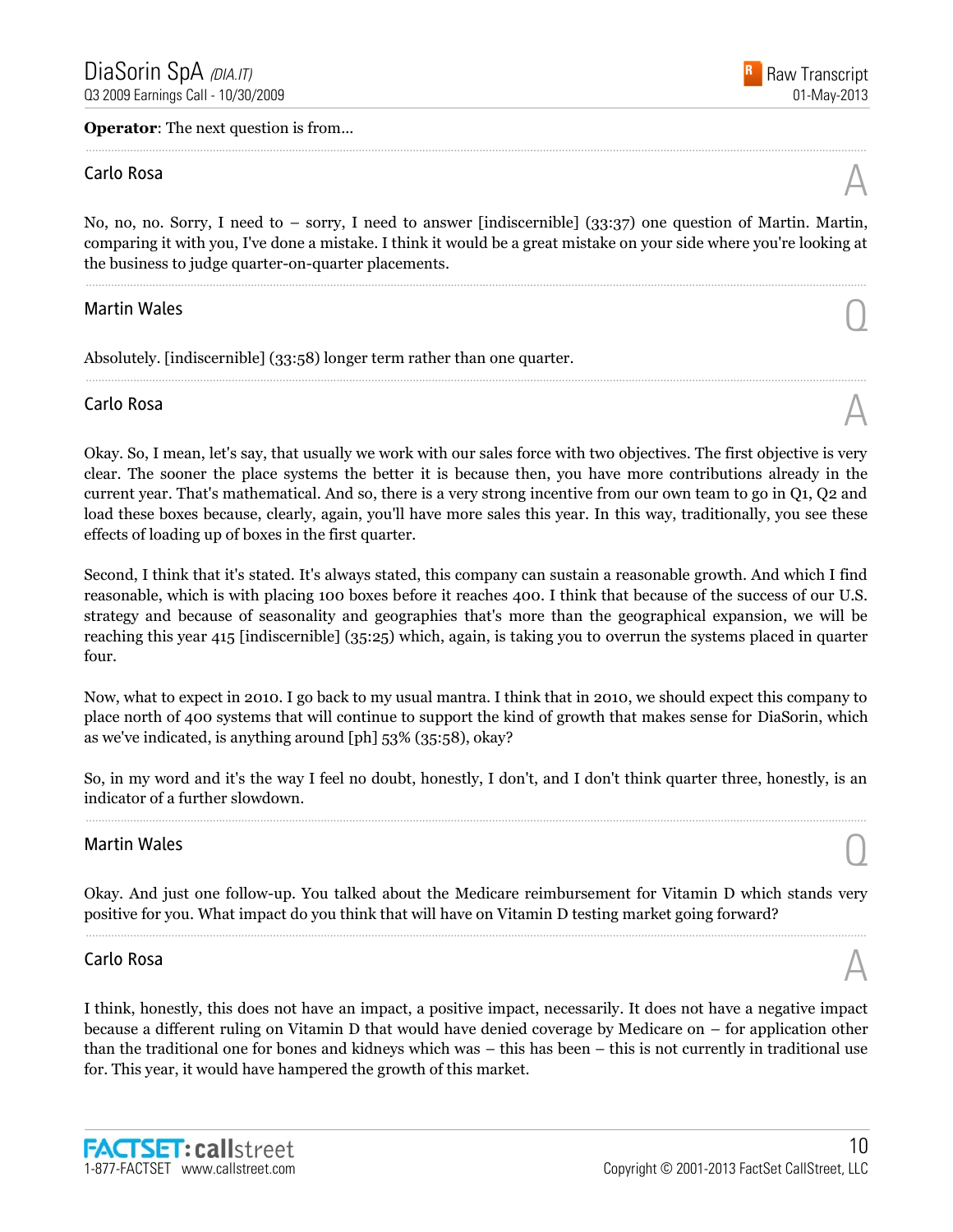**Operator**: The next question is from...

---

Carlo Rosa

No, no, no. Sorry, I need to – sorry, I need to answer [indiscernible] (33:37) one question of Martin. Martin, comparing it with you, I've done a mistake. I think it would be a great mistake on your side where you're looking at the business to judge quarter-on-quarter placements.

---

Martin Wales

Absolutely. [indiscernible] (33:58) longer term rather than one quarter.

---

Carlo Rosa

Okay. So, I mean, let's say, that usually we work with our sales force with two objectives. The first objective is very clear. The sooner the place systems the better it is because then, you have more contributions already in the current year. That's mathematical. And so, there is a very strong incentive from our own team to go in Q1, Q2 and load these boxes because, clearly, again, you'll have more sales this year. In this way, traditionally, you see these effects of loading up of boxes in the first quarter.

Second, I think that it's stated. It's always stated, this company can sustain a reasonable growth. And which I find reasonable, which is with placing 100 boxes before it reaches 400. I think that because of the success of our U.S. strategy and because of seasonality and geographies that's more than the geographical expansion, we will be reaching this year 415 [indiscernible] (35:25) which, again, is taking you to overrun the systems placed in quarter four.

Now, what to expect in 2010. I go back to my usual mantra. I think that in 2010, we should expect this company to place north of 400 systems that will continue to support the kind of growth that makes sense for DiaSorin, which as we've indicated, is anything around [ph] 53% (35:58), okay?

So, in my word and it's the way I feel no doubt, honestly, I don't, and I don't think quarter three, honestly, is an indicator of a further slowdown.

---

Martin Wales

Okay. And just one follow-up. You talked about the Medicare reimbursement for Vitamin D which stands very positive for you. What impact do you think that will have on Vitamin D testing market going forward?

---

Carlo Rosa

I think, honestly, this does not have an impact, a positive impact, necessarily. It does not have a negative impact because a different ruling on Vitamin D that would have denied coverage by Medicare on – for application other than the traditional one for bones and kidneys which was – this has been – this is not currently in traditional use for. This year, it would have hampered the growth of this market.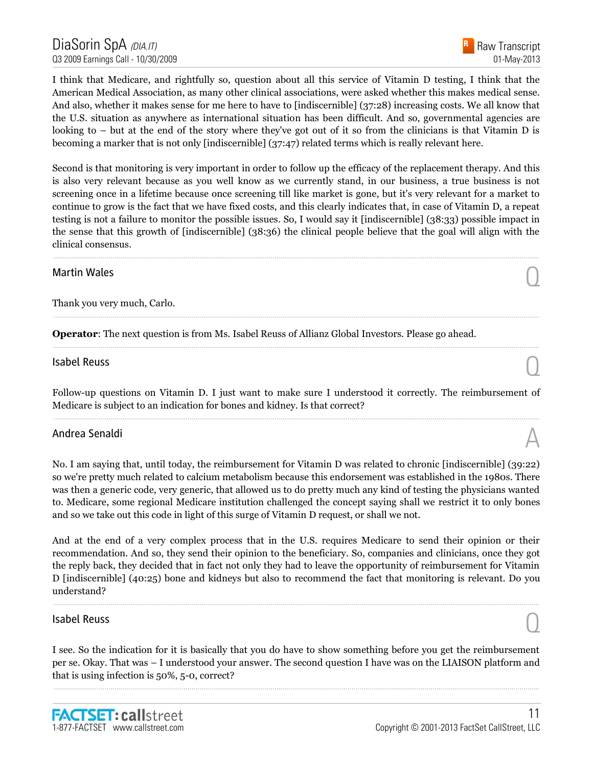I think that Medicare, and rightfully so, question about all this service of Vitamin D testing, I think that the American Medical Association, as many other clinical associations, were asked whether this makes medical sense. And also, whether it makes sense for me here to have to [indiscernible] (37:28) increasing costs. We all know that the U.S. situation as anywhere as international situation has been difficult. And so, governmental agencies are looking to – but at the end of the story where they've got out of it so from the clinicians is that Vitamin D is becoming a marker that is not only [indiscernible] (37:47) related terms which is really relevant here.

Second is that monitoring is very important in order to follow up the efficacy of the replacement therapy. And this is also very relevant because as you well know as we currently stand, in our business, a true business is not screening once in a lifetime because once screening till like market is gone, but it's very relevant for a market to continue to grow is the fact that we have fixed costs, and this clearly indicates that, in case of Vitamin D, a repeat testing is not a failure to monitor the possible issues. So, I would say it [indiscernible] (38:33) possible impact in the sense that this growth of [indiscernible] (38:36) the clinical people believe that the goal will align with the clinical consensus.

---

**Martin Wales** — Q

Thank you very much, Carlo.

---

**Operator**: The next question is from Ms. Isabel Reuss of Allianz Global Investors. Please go ahead.

---

**Isabel Reuss** — Q

Follow-up questions on Vitamin D. I just want to make sure I understood it correctly. The reimbursement of Medicare is subject to an indication for bones and kidney. Is that correct?

---

**Andrea Senaldi** — A

No. I am saying that, until today, the reimbursement for Vitamin D was related to chronic [indiscernible] (39:22) so we're pretty much related to calcium metabolism because this endorsement was established in the 1980s. There was then a generic code, very generic, that allowed us to do pretty much any kind of testing the physicians wanted to. Medicare, some regional Medicare institution challenged the concept saying shall we restrict it to only bones and so we take out this code in light of this surge of Vitamin D request, or shall we not.

And at the end of a very complex process that in the U.S. requires Medicare to send their opinion or their recommendation. And so, they send their opinion to the beneficiary. So, companies and clinicians, once they got the reply back, they decided that in fact not only they had to leave the opportunity of reimbursement for Vitamin D [indiscernible] (40:25) bone and kidneys but also to recommend the fact that monitoring is relevant. Do you understand?

---

**Isabel Reuss** — Q

I see. So the indication for it is basically that you do have to show something before you get the reimbursement per se. Okay. That was – I understood your answer. The second question I have was on the LIAISON platform and that is using infection is 50%, 5-0, correct?

---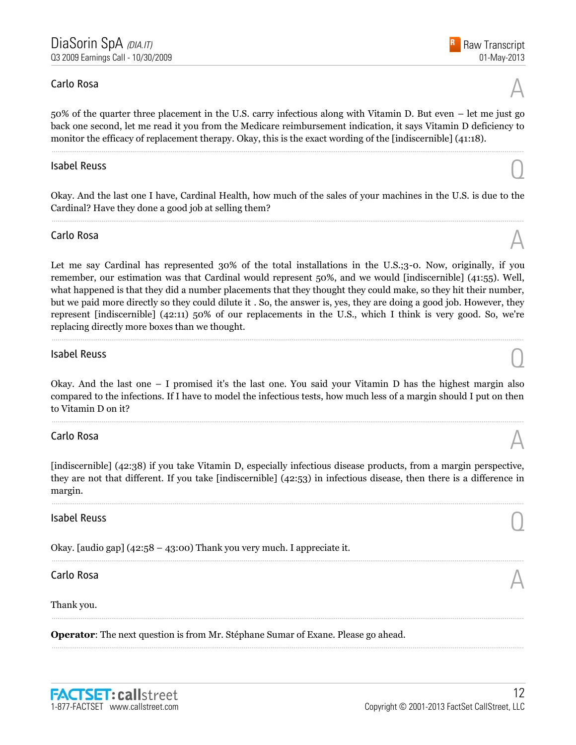Carlo Rosa

A

50% of the quarter three placement in the U.S. carry infectious along with Vitamin D. But even – let me just go back one second, let me read it you from the Medicare reimbursement indication, it says Vitamin D deficiency to monitor the efficacy of replacement therapy. Okay, this is the exact wording of the [indiscernible] (41:18).

Isabel Reuss

Q

Okay. And the last one I have, Cardinal Health, how much of the sales of your machines in the U.S. is due to the Cardinal? Have they done a good job at selling them?

Carlo Rosa

A

Let me say Cardinal has represented 30% of the total installations in the U.S.;3-0. Now, originally, if you remember, our estimation was that Cardinal would represent 50%, and we would [indiscernible] (41:55). Well, what happened is that they did a number placements that they thought they could make, so they hit their number, but we paid more directly so they could dilute it . So, the answer is, yes, they are doing a good job. However, they represent [indiscernible] (42:11) 50% of our replacements in the U.S., which I think is very good. So, we're replacing directly more boxes than we thought.

Isabel Reuss

Q

Okay. And the last one – I promised it's the last one. You said your Vitamin D has the highest margin also compared to the infections. If I have to model the infectious tests, how much less of a margin should I put on then to Vitamin D on it?

Carlo Rosa

A

[indiscernible] (42:38) if you take Vitamin D, especially infectious disease products, from a margin perspective, they are not that different. If you take [indiscernible] (42:53) in infectious disease, then there is a difference in margin.

Isabel Reuss

Q

Okay. [audio gap] (42:58 – 43:00) Thank you very much. I appreciate it.

Carlo Rosa

A

Thank you.

**Operator**: The next question is from Mr. Stéphane Sumar of Exane. Please go ahead.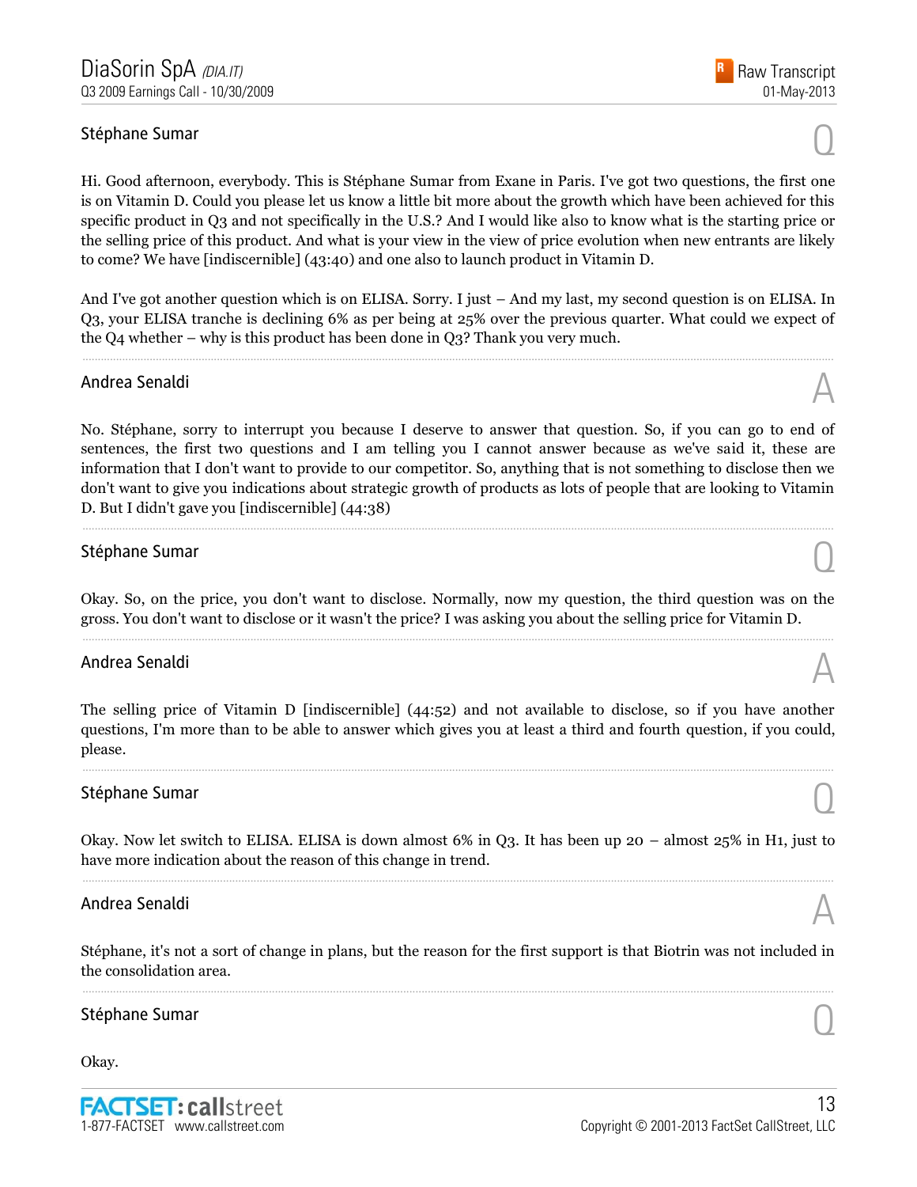**Stéphane Sumar** — Q

Hi. Good afternoon, everybody. This is Stéphane Sumar from Exane in Paris. I've got two questions, the first one is on Vitamin D. Could you please let us know a little bit more about the growth which have been achieved for this specific product in Q3 and not specifically in the U.S.? And I would like also to know what is the starting price or the selling price of this product. And what is your view in the view of price evolution when new entrants are likely to come? We have [indiscernible] (43:40) and one also to launch product in Vitamin D.

And I've got another question which is on ELISA. Sorry. I just – And my last, my second question is on ELISA. In Q3, your ELISA tranche is declining 6% as per being at 25% over the previous quarter. What could we expect of the Q4 whether – why is this product has been done in Q3? Thank you very much.

---

**Andrea Senaldi** — A

No. Stéphane, sorry to interrupt you because I deserve to answer that question. So, if you can go to end of sentences, the first two questions and I am telling you I cannot answer because as we've said it, these are information that I don't want to provide to our competitor. So, anything that is not something to disclose then we don't want to give you indications about strategic growth of products as lots of people that are looking to Vitamin D. But I didn't gave you [indiscernible] (44:38)

---

**Stéphane Sumar** — Q

Okay. So, on the price, you don't want to disclose. Normally, now my question, the third question was on the gross. You don't want to disclose or it wasn't the price? I was asking you about the selling price for Vitamin D.

---

**Andrea Senaldi** — A

The selling price of Vitamin D [indiscernible] (44:52) and not available to disclose, so if you have another questions, I'm more than to be able to answer which gives you at least a third and fourth question, if you could, please.

---

**Stéphane Sumar** — Q

Okay. Now let switch to ELISA. ELISA is down almost 6% in Q3. It has been up 20 – almost 25% in H1, just to have more indication about the reason of this change in trend.

---

**Andrea Senaldi** — A

Stéphane, it's not a sort of change in plans, but the reason for the first support is that Biotrin was not included in the consolidation area.

---

**Stéphane Sumar** — Q

Okay.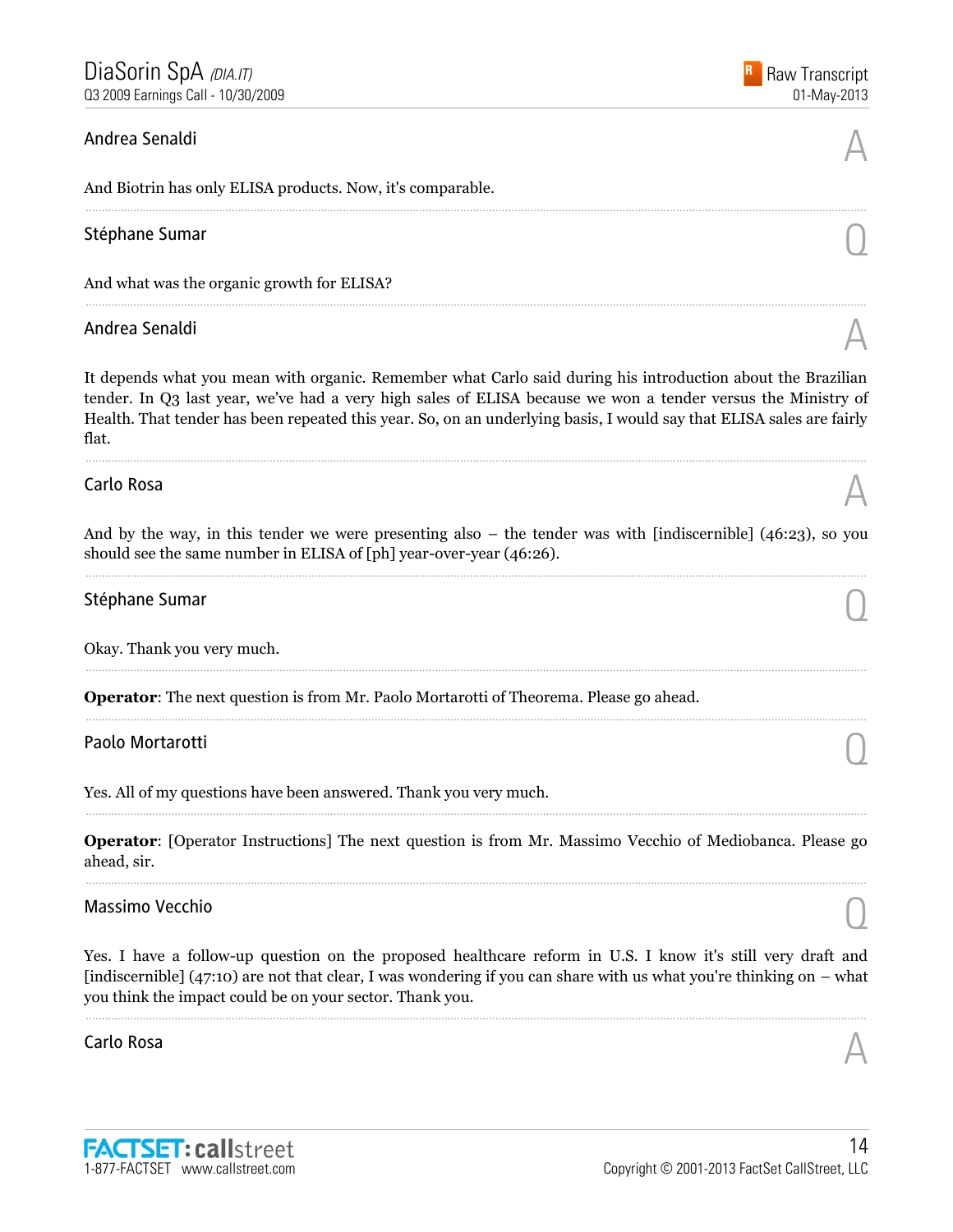Andrea Senaldi

A

And Biotrin has only ELISA products. Now, it's comparable.

---

Stéphane Sumar

Q

And what was the organic growth for ELISA?

---

Andrea Senaldi

A

It depends what you mean with organic. Remember what Carlo said during his introduction about the Brazilian tender. In Q3 last year, we've had a very high sales of ELISA because we won a tender versus the Ministry of Health. That tender has been repeated this year. So, on an underlying basis, I would say that ELISA sales are fairly flat.

---

Carlo Rosa

A

And by the way, in this tender we were presenting also – the tender was with [indiscernible] (46:23), so you should see the same number in ELISA of [ph] year-over-year (46:26).

---

Stéphane Sumar

Q

Okay. Thank you very much.

---

**Operator**: The next question is from Mr. Paolo Mortarotti of Theorema. Please go ahead.

---

Paolo Mortarotti

Q

Yes. All of my questions have been answered. Thank you very much.

---

**Operator**: [Operator Instructions] The next question is from Mr. Massimo Vecchio of Mediobanca. Please go ahead, sir.

---

Massimo Vecchio

Q

Yes. I have a follow-up question on the proposed healthcare reform in U.S. I know it's still very draft and [indiscernible] (47:10) are not that clear, I was wondering if you can share with us what you're thinking on – what you think the impact could be on your sector. Thank you.

---

Carlo Rosa

A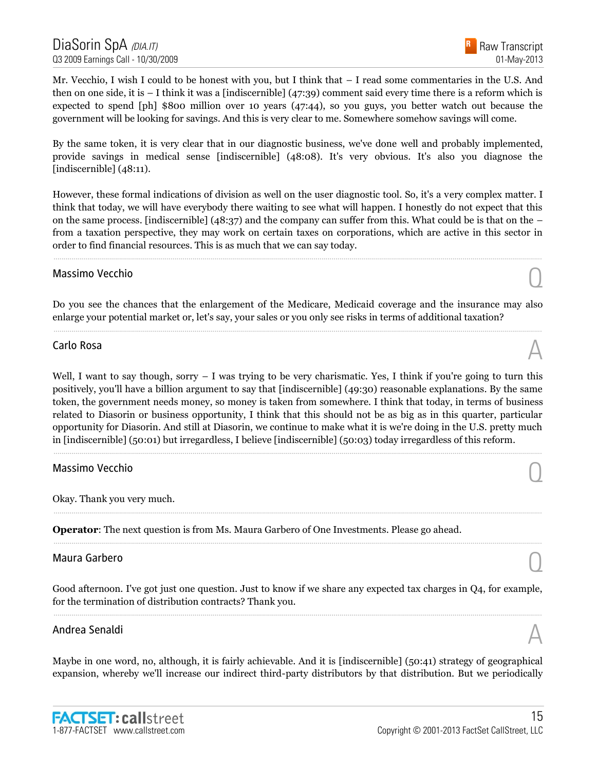Mr. Vecchio, I wish I could to be honest with you, but I think that – I read some commentaries in the U.S. And then on one side, it is – I think it was a [indiscernible] (47:39) comment said every time there is a reform which is expected to spend [ph] $800 million over 10 years (47:44), so you guys, you better watch out because the government will be looking for savings. And this is very clear to me. Somewhere somehow savings will come.

By the same token, it is very clear that in our diagnostic business, we've done well and probably implemented, provide savings in medical sense [indiscernible] (48:08). It's very obvious. It's also you diagnose the [indiscernible] (48:11).

However, these formal indications of division as well on the user diagnostic tool. So, it's a very complex matter. I think that today, we will have everybody there waiting to see what will happen. I honestly do not expect that this on the same process. [indiscernible] (48:37) and the company can suffer from this. What could be is that on the – from a taxation perspective, they may work on certain taxes on corporations, which are active in this sector in order to find financial resources. This is as much that we can say today.

---

**Massimo Vecchio** — Q

Do you see the chances that the enlargement of the Medicare, Medicaid coverage and the insurance may also enlarge your potential market or, let's say, your sales or you only see risks in terms of additional taxation?

---

**Carlo Rosa** — A

Well, I want to say though, sorry – I was trying to be very charismatic. Yes, I think if you're going to turn this positively, you'll have a billion argument to say that [indiscernible] (49:30) reasonable explanations. By the same token, the government needs money, so money is taken from somewhere. I think that today, in terms of business related to Diasorin or business opportunity, I think that this should not be as big as in this quarter, particular opportunity for Diasorin. And still at Diasorin, we continue to make what it is we're doing in the U.S. pretty much in [indiscernible] (50:01) but irregardless, I believe [indiscernible] (50:03) today irregardless of this reform.

---

**Massimo Vecchio** — Q

Okay. Thank you very much.

---

**Operator**: The next question is from Ms. Maura Garbero of One Investments. Please go ahead.

---

**Maura Garbero** — Q

Good afternoon. I've got just one question. Just to know if we share any expected tax charges in Q4, for example, for the termination of distribution contracts? Thank you.

---

**Andrea Senaldi** — A

Maybe in one word, no, although, it is fairly achievable. And it is [indiscernible] (50:41) strategy of geographical expansion, whereby we'll increase our indirect third-party distributors by that distribution. But we periodically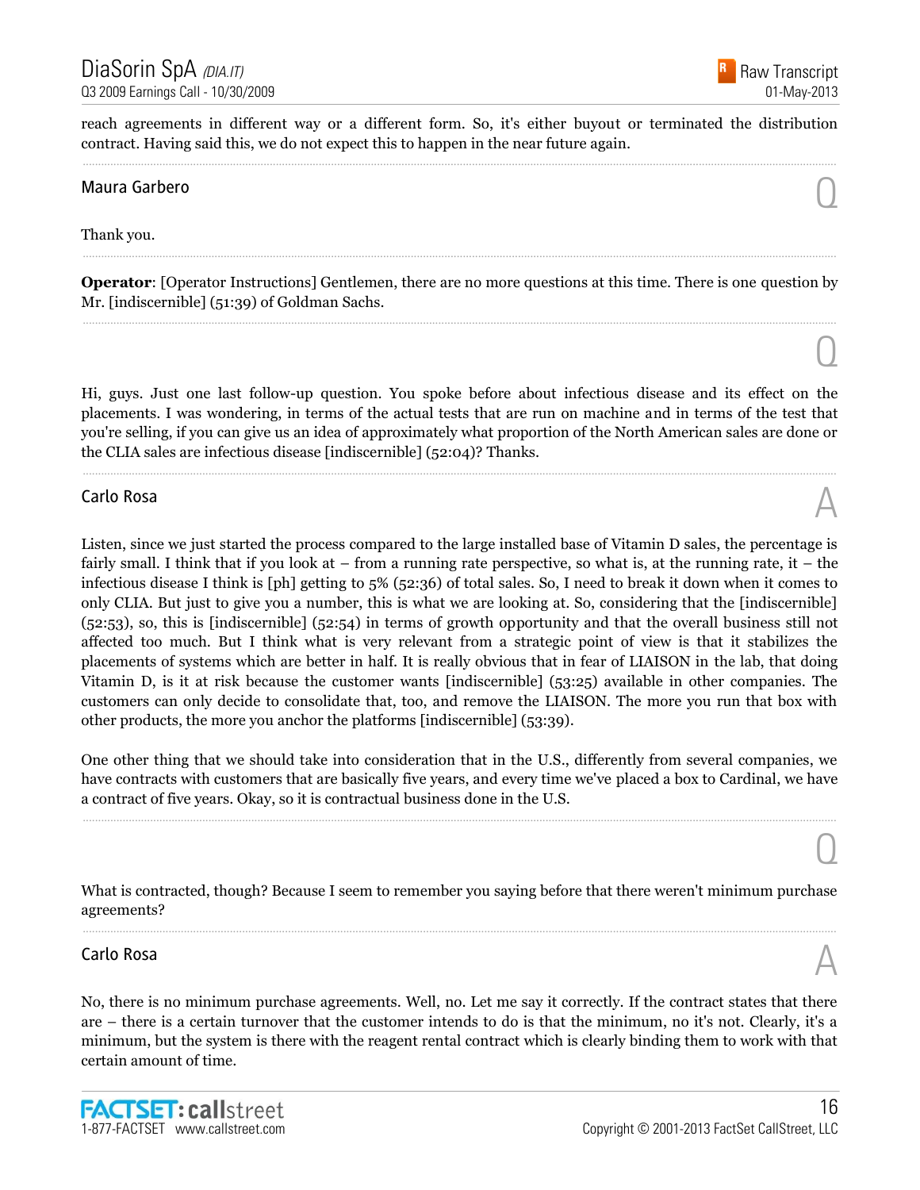reach agreements in different way or a different form. So, it's either buyout or terminated the distribution contract. Having said this, we do not expect this to happen in the near future again.

---

**Maura Garbero** Q

Thank you.

---

**Operator**: [Operator Instructions] Gentlemen, there are no more questions at this time. There is one question by Mr. [indiscernible] (51:39) of Goldman Sachs.

---

Q

Hi, guys. Just one last follow-up question. You spoke before about infectious disease and its effect on the placements. I was wondering, in terms of the actual tests that are run on machine and in terms of the test that you're selling, if you can give us an idea of approximately what proportion of the North American sales are done or the CLIA sales are infectious disease [indiscernible] (52:04)? Thanks.

---

**Carlo Rosa** A

Listen, since we just started the process compared to the large installed base of Vitamin D sales, the percentage is fairly small. I think that if you look at – from a running rate perspective, so what is, at the running rate, it – the infectious disease I think is [ph] getting to 5% (52:36) of total sales. So, I need to break it down when it comes to only CLIA. But just to give you a number, this is what we are looking at. So, considering that the [indiscernible] (52:53), so, this is [indiscernible] (52:54) in terms of growth opportunity and that the overall business still not affected too much. But I think what is very relevant from a strategic point of view is that it stabilizes the placements of systems which are better in half. It is really obvious that in fear of LIAISON in the lab, that doing Vitamin D, is it at risk because the customer wants [indiscernible] (53:25) available in other companies. The customers can only decide to consolidate that, too, and remove the LIAISON. The more you run that box with other products, the more you anchor the platforms [indiscernible] (53:39).

One other thing that we should take into consideration that in the U.S., differently from several companies, we have contracts with customers that are basically five years, and every time we've placed a box to Cardinal, we have a contract of five years. Okay, so it is contractual business done in the U.S.

---

Q

What is contracted, though? Because I seem to remember you saying before that there weren't minimum purchase agreements?

---

**Carlo Rosa** A

No, there is no minimum purchase agreements. Well, no. Let me say it correctly. If the contract states that there are – there is a certain turnover that the customer intends to do is that the minimum, no it's not. Clearly, it's a minimum, but the system is there with the reagent rental contract which is clearly binding them to work with that certain amount of time.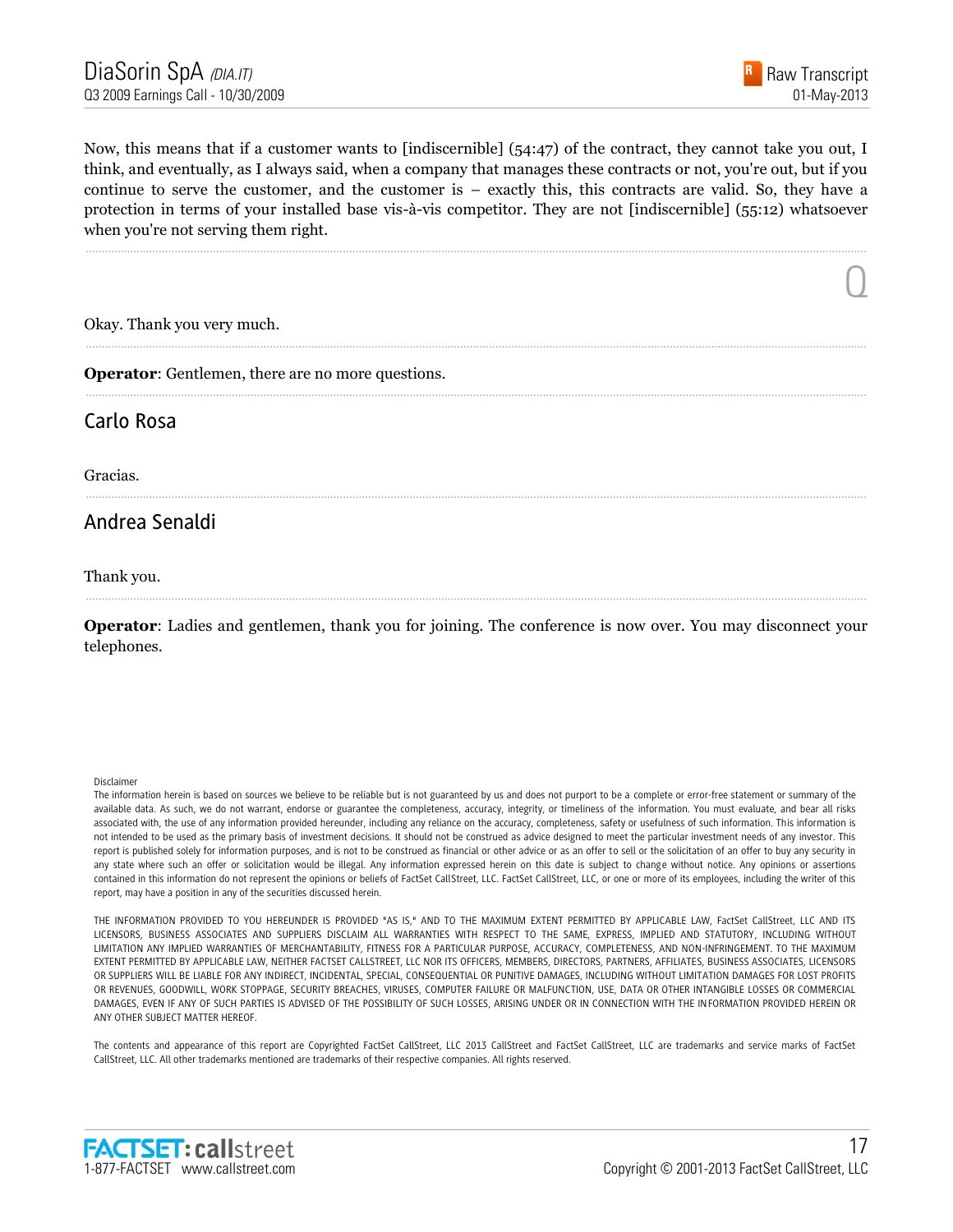Now, this means that if a customer wants to [indiscernible] (54:47) of the contract, they cannot take you out, I think, and eventually, as I always said, when a company that manages these contracts or not, you're out, but if you continue to serve the customer, and the customer is – exactly this, this contracts are valid. So, they have a protection in terms of your installed base vis-à-vis competitor. They are not [indiscernible] (55:12) whatsoever when you're not serving them right.

Q

Okay. Thank you very much.

**Operator**: Gentlemen, there are no more questions.

## Carlo Rosa

Gracias.

## Andrea Senaldi

Thank you.

**Operator**: Ladies and gentlemen, thank you for joining. The conference is now over. You may disconnect your telephones.

Disclaimer

The information herein is based on sources we believe to be reliable but is not guaranteed by us and does not purport to be a complete or error-free statement or summary of the available data. As such, we do not warrant, endorse or guarantee the completeness, accuracy, integrity, or timeliness of the information. You must evaluate, and bear all risks associated with, the use of any information provided hereunder, including any reliance on the accuracy, completeness, safety or usefulness of such information. This information is not intended to be used as the primary basis of investment decisions. It should not be construed as advice designed to meet the particular investment needs of any investor. This report is published solely for information purposes, and is not to be construed as financial or other advice or as an offer to sell or the solicitation of an offer to buy any security in any state where such an offer or solicitation would be illegal. Any information expressed herein on this date is subject to change without notice. Any opinions or assertions contained in this information do not represent the opinions or beliefs of FactSet CallStreet, LLC. FactSet CallStreet, LLC, or one or more of its employees, including the writer of this report, may have a position in any of the securities discussed herein.

THE INFORMATION PROVIDED TO YOU HEREUNDER IS PROVIDED "AS IS," AND TO THE MAXIMUM EXTENT PERMITTED BY APPLICABLE LAW, FactSet CallStreet, LLC AND ITS LICENSORS, BUSINESS ASSOCIATES AND SUPPLIERS DISCLAIM ALL WARRANTIES WITH RESPECT TO THE SAME, EXPRESS, IMPLIED AND STATUTORY, INCLUDING WITHOUT LIMITATION ANY IMPLIED WARRANTIES OF MERCHANTABILITY, FITNESS FOR A PARTICULAR PURPOSE, ACCURACY, COMPLETENESS, AND NON-INFRINGEMENT. TO THE MAXIMUM EXTENT PERMITTED BY APPLICABLE LAW, NEITHER FACTSET CALLSTREET, LLC NOR ITS OFFICERS, MEMBERS, DIRECTORS, PARTNERS, AFFILIATES, BUSINESS ASSOCIATES, LICENSORS OR SUPPLIERS WILL BE LIABLE FOR ANY INDIRECT, INCIDENTAL, SPECIAL, CONSEQUENTIAL OR PUNITIVE DAMAGES, INCLUDING WITHOUT LIMITATION DAMAGES FOR LOST PROFITS OR REVENUES, GOODWILL, WORK STOPPAGE, SECURITY BREACHES, VIRUSES, COMPUTER FAILURE OR MALFUNCTION, USE, DATA OR OTHER INTANGIBLE LOSSES OR COMMERCIAL DAMAGES, EVEN IF ANY OF SUCH PARTIES IS ADVISED OF THE POSSIBILITY OF SUCH LOSSES, ARISING UNDER OR IN CONNECTION WITH THE INFORMATION PROVIDED HEREIN OR ANY OTHER SUBJECT MATTER HEREOF.

The contents and appearance of this report are Copyrighted FactSet CallStreet, LLC 2013 CallStreet and FactSet CallStreet, LLC are trademarks and service marks of FactSet CallStreet, LLC. All other trademarks mentioned are trademarks of their respective companies. All rights reserved.